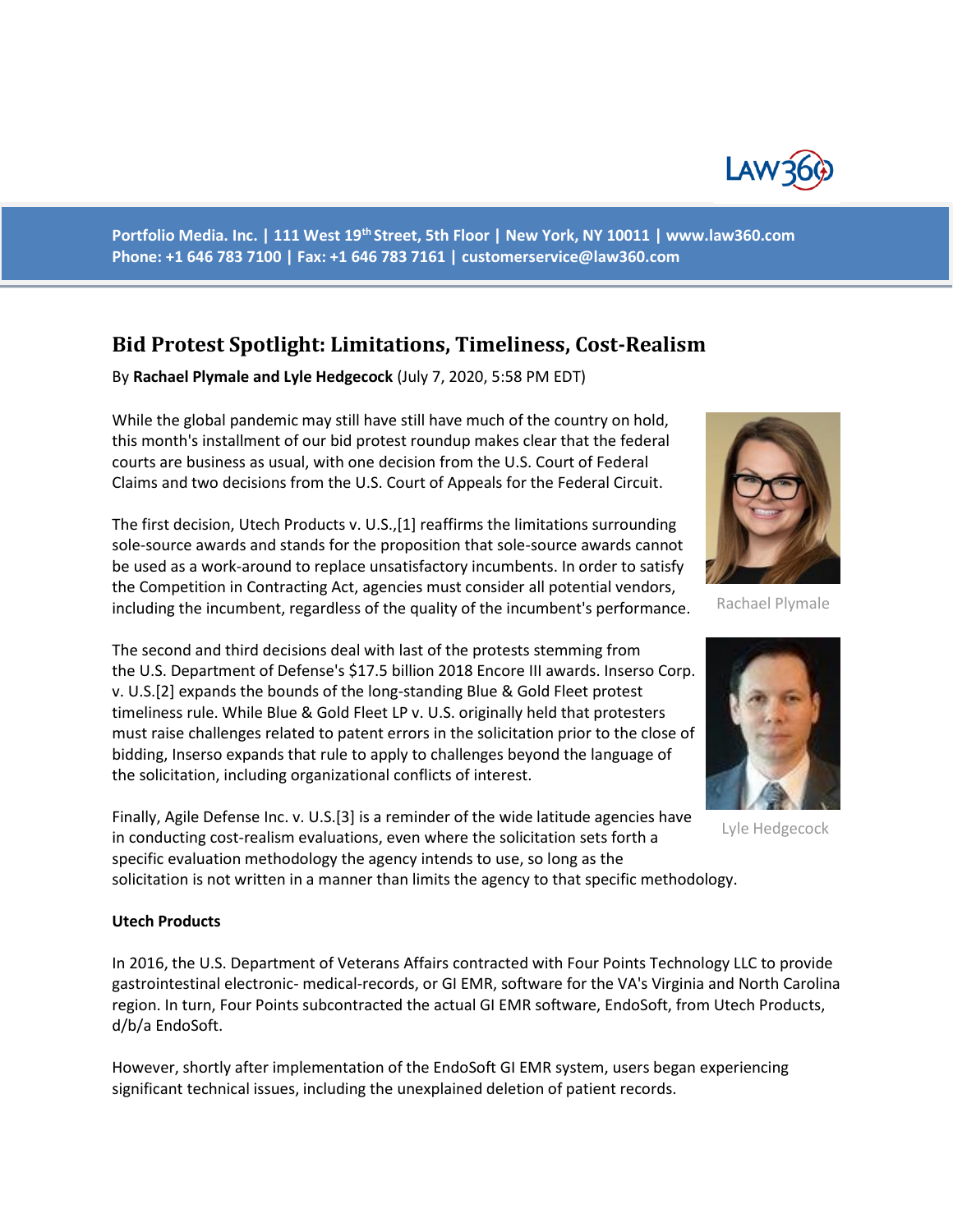Portfolio Media. Inc. | 111 West 19th Street, 5th Floor | New York, NY 10011 | www.law360.com
Phone: +1 646 783 7100 | Fax: +1 646 783 7161 | customerservice@law360.com

# Bid Protest Spotlight: Limitations, Timeliness, Cost-Realism

By **Rachael Plymale and Lyle Hedgecock** (July 7, 2020, 5:58 PM EDT)

While the global pandemic may still have still have much of the country on hold, this month's installment of our bid protest roundup makes clear that the federal courts are business as usual, with one decision from the U.S. Court of Federal Claims and two decisions from the U.S. Court of Appeals for the Federal Circuit.

Rachael Plymale

The first decision, Utech Products v. U.S.,[1] reaffirms the limitations surrounding sole-source awards and stands for the proposition that sole-source awards cannot be used as a work-around to replace unsatisfactory incumbents. In order to satisfy the Competition in Contracting Act, agencies must consider all potential vendors, including the incumbent, regardless of the quality of the incumbent's performance.

The second and third decisions deal with last of the protests stemming from the U.S. Department of Defense's $17.5 billion 2018 Encore III awards. Inserso Corp. v. U.S.[2] expands the bounds of the long-standing Blue & Gold Fleet protest timeliness rule. While Blue & Gold Fleet LP v. U.S. originally held that protesters must raise challenges related to patent errors in the solicitation prior to the close of bidding, Inserso expands that rule to apply to challenges beyond the language of the solicitation, including organizational conflicts of interest.

Lyle Hedgecock

Finally, Agile Defense Inc. v. U.S.[3] is a reminder of the wide latitude agencies have in conducting cost-realism evaluations, even where the solicitation sets forth a specific evaluation methodology the agency intends to use, so long as the solicitation is not written in a manner than limits the agency to that specific methodology.

**Utech Products**

In 2016, the U.S. Department of Veterans Affairs contracted with Four Points Technology LLC to provide gastrointestinal electronic- medical-records, or GI EMR, software for the VA's Virginia and North Carolina region. In turn, Four Points subcontracted the actual GI EMR software, EndoSoft, from Utech Products, d/b/a EndoSoft.

However, shortly after implementation of the EndoSoft GI EMR system, users began experiencing significant technical issues, including the unexplained deletion of patient records.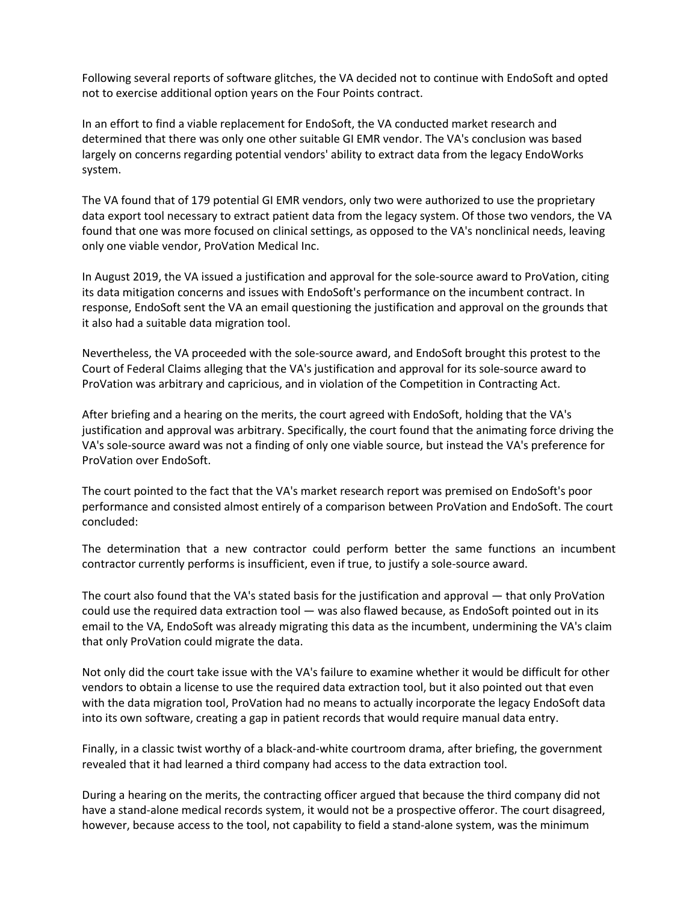Following several reports of software glitches, the VA decided not to continue with EndoSoft and opted not to exercise additional option years on the Four Points contract.

In an effort to find a viable replacement for EndoSoft, the VA conducted market research and determined that there was only one other suitable GI EMR vendor. The VA's conclusion was based largely on concerns regarding potential vendors' ability to extract data from the legacy EndoWorks system.

The VA found that of 179 potential GI EMR vendors, only two were authorized to use the proprietary data export tool necessary to extract patient data from the legacy system. Of those two vendors, the VA found that one was more focused on clinical settings, as opposed to the VA's nonclinical needs, leaving only one viable vendor, ProVation Medical Inc.

In August 2019, the VA issued a justification and approval for the sole-source award to ProVation, citing its data mitigation concerns and issues with EndoSoft's performance on the incumbent contract. In response, EndoSoft sent the VA an email questioning the justification and approval on the grounds that it also had a suitable data migration tool.

Nevertheless, the VA proceeded with the sole-source award, and EndoSoft brought this protest to the Court of Federal Claims alleging that the VA's justification and approval for its sole-source award to ProVation was arbitrary and capricious, and in violation of the Competition in Contracting Act.

After briefing and a hearing on the merits, the court agreed with EndoSoft, holding that the VA's justification and approval was arbitrary. Specifically, the court found that the animating force driving the VA's sole-source award was not a finding of only one viable source, but instead the VA's preference for ProVation over EndoSoft.

The court pointed to the fact that the VA's market research report was premised on EndoSoft's poor performance and consisted almost entirely of a comparison between ProVation and EndoSoft. The court concluded:

> The determination that a new contractor could perform better the same functions an incumbent contractor currently performs is insufficient, even if true, to justify a sole-source award.

The court also found that the VA's stated basis for the justification and approval — that only ProVation could use the required data extraction tool — was also flawed because, as EndoSoft pointed out in its email to the VA, EndoSoft was already migrating this data as the incumbent, undermining the VA's claim that only ProVation could migrate the data.

Not only did the court take issue with the VA's failure to examine whether it would be difficult for other vendors to obtain a license to use the required data extraction tool, but it also pointed out that even with the data migration tool, ProVation had no means to actually incorporate the legacy EndoSoft data into its own software, creating a gap in patient records that would require manual data entry.

Finally, in a classic twist worthy of a black-and-white courtroom drama, after briefing, the government revealed that it had learned a third company had access to the data extraction tool.

During a hearing on the merits, the contracting officer argued that because the third company did not have a stand-alone medical records system, it would not be a prospective offeror. The court disagreed, however, because access to the tool, not capability to field a stand-alone system, was the minimum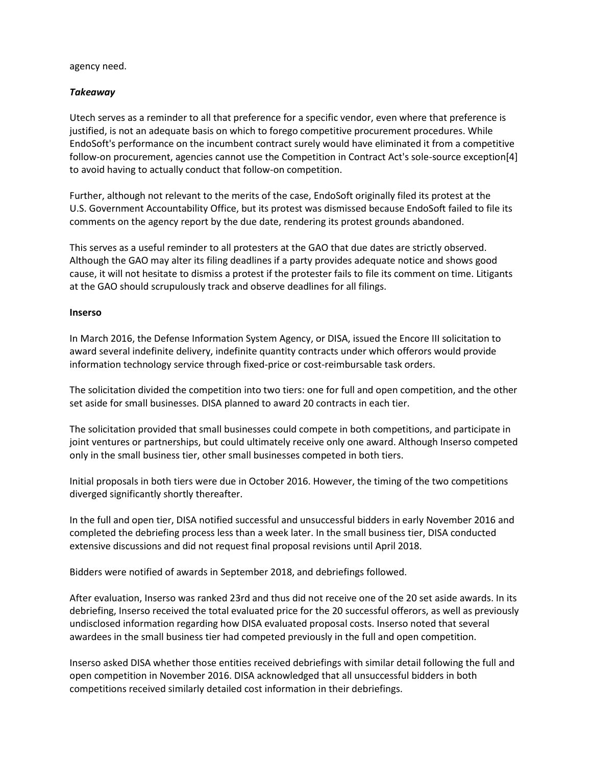agency need.

***Takeaway***

Utech serves as a reminder to all that preference for a specific vendor, even where that preference is justified, is not an adequate basis on which to forego competitive procurement procedures. While EndoSoft's performance on the incumbent contract surely would have eliminated it from a competitive follow-on procurement, agencies cannot use the Competition in Contract Act's sole-source exception[4] to avoid having to actually conduct that follow-on competition.

Further, although not relevant to the merits of the case, EndoSoft originally filed its protest at the U.S. Government Accountability Office, but its protest was dismissed because EndoSoft failed to file its comments on the agency report by the due date, rendering its protest grounds abandoned.

This serves as a useful reminder to all protesters at the GAO that due dates are strictly observed. Although the GAO may alter its filing deadlines if a party provides adequate notice and shows good cause, it will not hesitate to dismiss a protest if the protester fails to file its comment on time. Litigants at the GAO should scrupulously track and observe deadlines for all filings.

**Inserso**

In March 2016, the Defense Information System Agency, or DISA, issued the Encore III solicitation to award several indefinite delivery, indefinite quantity contracts under which offerors would provide information technology service through fixed-price or cost-reimbursable task orders.

The solicitation divided the competition into two tiers: one for full and open competition, and the other set aside for small businesses. DISA planned to award 20 contracts in each tier.

The solicitation provided that small businesses could compete in both competitions, and participate in joint ventures or partnerships, but could ultimately receive only one award. Although Inserso competed only in the small business tier, other small businesses competed in both tiers.

Initial proposals in both tiers were due in October 2016. However, the timing of the two competitions diverged significantly shortly thereafter.

In the full and open tier, DISA notified successful and unsuccessful bidders in early November 2016 and completed the debriefing process less than a week later. In the small business tier, DISA conducted extensive discussions and did not request final proposal revisions until April 2018.

Bidders were notified of awards in September 2018, and debriefings followed.

After evaluation, Inserso was ranked 23rd and thus did not receive one of the 20 set aside awards. In its debriefing, Inserso received the total evaluated price for the 20 successful offerors, as well as previously undisclosed information regarding how DISA evaluated proposal costs. Inserso noted that several awardees in the small business tier had competed previously in the full and open competition.

Inserso asked DISA whether those entities received debriefings with similar detail following the full and open competition in November 2016. DISA acknowledged that all unsuccessful bidders in both competitions received similarly detailed cost information in their debriefings.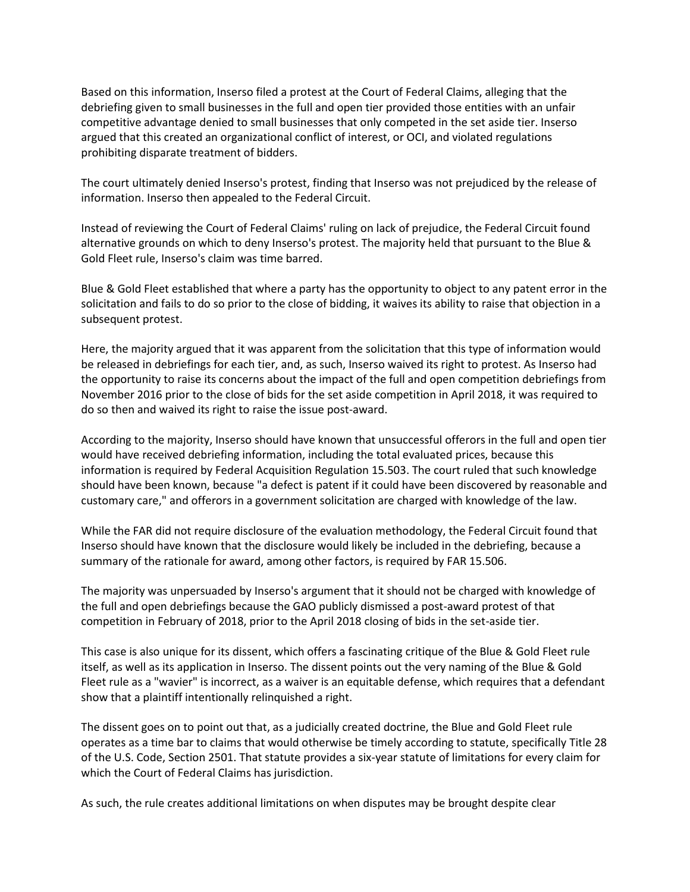Based on this information, Inserso filed a protest at the Court of Federal Claims, alleging that the debriefing given to small businesses in the full and open tier provided those entities with an unfair competitive advantage denied to small businesses that only competed in the set aside tier. Inserso argued that this created an organizational conflict of interest, or OCI, and violated regulations prohibiting disparate treatment of bidders.

The court ultimately denied Inserso's protest, finding that Inserso was not prejudiced by the release of information. Inserso then appealed to the Federal Circuit.

Instead of reviewing the Court of Federal Claims' ruling on lack of prejudice, the Federal Circuit found alternative grounds on which to deny Inserso's protest. The majority held that pursuant to the Blue & Gold Fleet rule, Inserso's claim was time barred.

Blue & Gold Fleet established that where a party has the opportunity to object to any patent error in the solicitation and fails to do so prior to the close of bidding, it waives its ability to raise that objection in a subsequent protest.

Here, the majority argued that it was apparent from the solicitation that this type of information would be released in debriefings for each tier, and, as such, Inserso waived its right to protest. As Inserso had the opportunity to raise its concerns about the impact of the full and open competition debriefings from November 2016 prior to the close of bids for the set aside competition in April 2018, it was required to do so then and waived its right to raise the issue post-award.

According to the majority, Inserso should have known that unsuccessful offerors in the full and open tier would have received debriefing information, including the total evaluated prices, because this information is required by Federal Acquisition Regulation 15.503. The court ruled that such knowledge should have been known, because "a defect is patent if it could have been discovered by reasonable and customary care," and offerors in a government solicitation are charged with knowledge of the law.

While the FAR did not require disclosure of the evaluation methodology, the Federal Circuit found that Inserso should have known that the disclosure would likely be included in the debriefing, because a summary of the rationale for award, among other factors, is required by FAR 15.506.

The majority was unpersuaded by Inserso's argument that it should not be charged with knowledge of the full and open debriefings because the GAO publicly dismissed a post-award protest of that competition in February of 2018, prior to the April 2018 closing of bids in the set-aside tier.

This case is also unique for its dissent, which offers a fascinating critique of the Blue & Gold Fleet rule itself, as well as its application in Inserso. The dissent points out the very naming of the Blue & Gold Fleet rule as a "wavier" is incorrect, as a waiver is an equitable defense, which requires that a defendant show that a plaintiff intentionally relinquished a right.

The dissent goes on to point out that, as a judicially created doctrine, the Blue and Gold Fleet rule operates as a time bar to claims that would otherwise be timely according to statute, specifically Title 28 of the U.S. Code, Section 2501. That statute provides a six-year statute of limitations for every claim for which the Court of Federal Claims has jurisdiction.

As such, the rule creates additional limitations on when disputes may be brought despite clear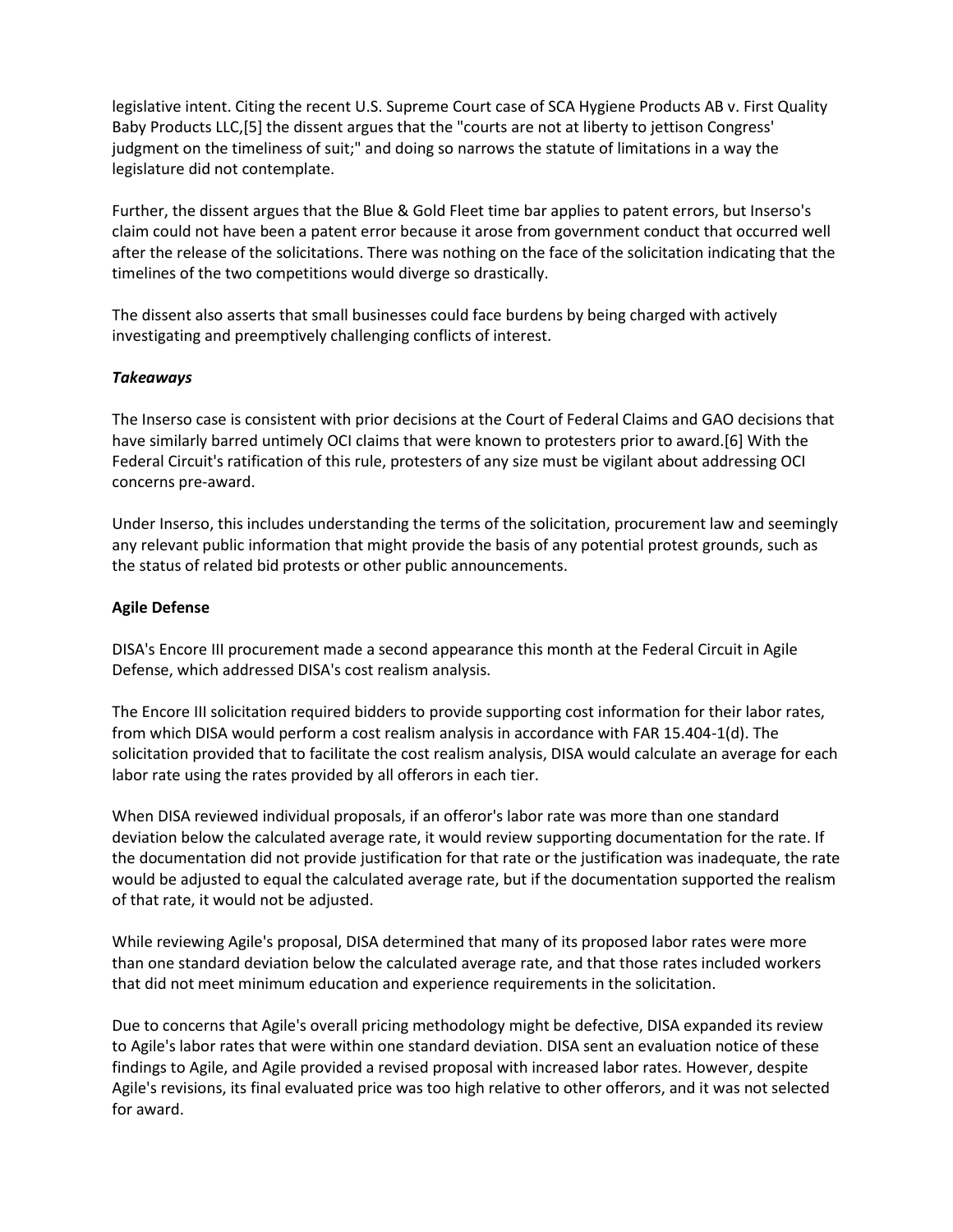legislative intent. Citing the recent U.S. Supreme Court case of SCA Hygiene Products AB v. First Quality Baby Products LLC,[5] the dissent argues that the "courts are not at liberty to jettison Congress' judgment on the timeliness of suit;" and doing so narrows the statute of limitations in a way the legislature did not contemplate.

Further, the dissent argues that the Blue & Gold Fleet time bar applies to patent errors, but Inserso's claim could not have been a patent error because it arose from government conduct that occurred well after the release of the solicitations. There was nothing on the face of the solicitation indicating that the timelines of the two competitions would diverge so drastically.

The dissent also asserts that small businesses could face burdens by being charged with actively investigating and preemptively challenging conflicts of interest.

***Takeaways***

The Inserso case is consistent with prior decisions at the Court of Federal Claims and GAO decisions that have similarly barred untimely OCI claims that were known to protesters prior to award.[6] With the Federal Circuit's ratification of this rule, protesters of any size must be vigilant about addressing OCI concerns pre-award.

Under Inserso, this includes understanding the terms of the solicitation, procurement law and seemingly any relevant public information that might provide the basis of any potential protest grounds, such as the status of related bid protests or other public announcements.

**Agile Defense**

DISA's Encore III procurement made a second appearance this month at the Federal Circuit in Agile Defense, which addressed DISA's cost realism analysis.

The Encore III solicitation required bidders to provide supporting cost information for their labor rates, from which DISA would perform a cost realism analysis in accordance with FAR 15.404-1(d). The solicitation provided that to facilitate the cost realism analysis, DISA would calculate an average for each labor rate using the rates provided by all offerors in each tier.

When DISA reviewed individual proposals, if an offeror's labor rate was more than one standard deviation below the calculated average rate, it would review supporting documentation for the rate. If the documentation did not provide justification for that rate or the justification was inadequate, the rate would be adjusted to equal the calculated average rate, but if the documentation supported the realism of that rate, it would not be adjusted.

While reviewing Agile's proposal, DISA determined that many of its proposed labor rates were more than one standard deviation below the calculated average rate, and that those rates included workers that did not meet minimum education and experience requirements in the solicitation.

Due to concerns that Agile's overall pricing methodology might be defective, DISA expanded its review to Agile's labor rates that were within one standard deviation. DISA sent an evaluation notice of these findings to Agile, and Agile provided a revised proposal with increased labor rates. However, despite Agile's revisions, its final evaluated price was too high relative to other offerors, and it was not selected for award.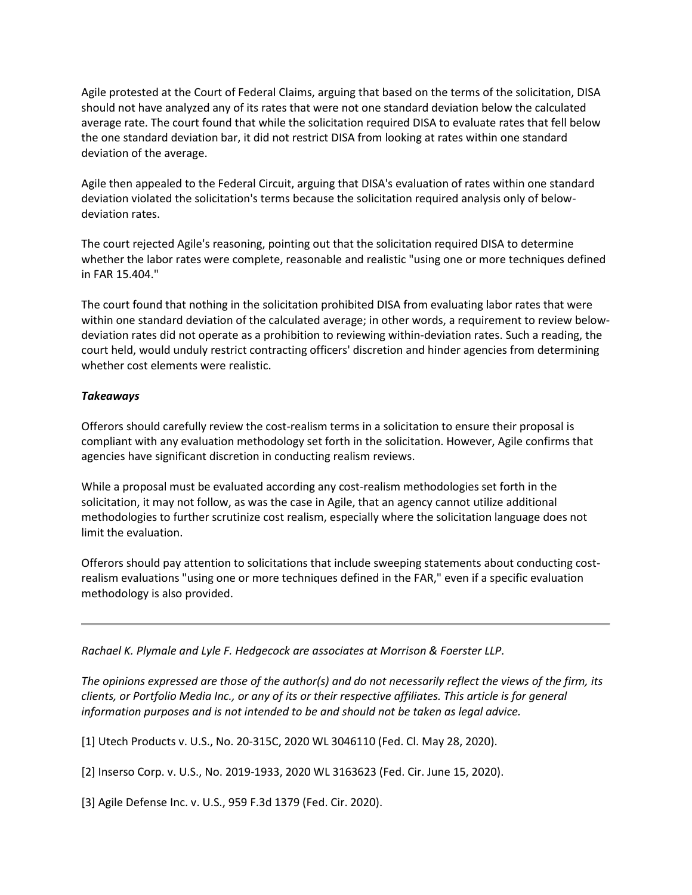Agile protested at the Court of Federal Claims, arguing that based on the terms of the solicitation, DISA should not have analyzed any of its rates that were not one standard deviation below the calculated average rate. The court found that while the solicitation required DISA to evaluate rates that fell below the one standard deviation bar, it did not restrict DISA from looking at rates within one standard deviation of the average.

Agile then appealed to the Federal Circuit, arguing that DISA's evaluation of rates within one standard deviation violated the solicitation's terms because the solicitation required analysis only of below-deviation rates.

The court rejected Agile's reasoning, pointing out that the solicitation required DISA to determine whether the labor rates were complete, reasonable and realistic "using one or more techniques defined in FAR 15.404."

The court found that nothing in the solicitation prohibited DISA from evaluating labor rates that were within one standard deviation of the calculated average; in other words, a requirement to review below-deviation rates did not operate as a prohibition to reviewing within-deviation rates. Such a reading, the court held, would unduly restrict contracting officers' discretion and hinder agencies from determining whether cost elements were realistic.

***Takeaways***

Offerors should carefully review the cost-realism terms in a solicitation to ensure their proposal is compliant with any evaluation methodology set forth in the solicitation. However, Agile confirms that agencies have significant discretion in conducting realism reviews.

While a proposal must be evaluated according any cost-realism methodologies set forth in the solicitation, it may not follow, as was the case in Agile, that an agency cannot utilize additional methodologies to further scrutinize cost realism, especially where the solicitation language does not limit the evaluation.

Offerors should pay attention to solicitations that include sweeping statements about conducting cost-realism evaluations "using one or more techniques defined in the FAR," even if a specific evaluation methodology is also provided.

---

*Rachael K. Plymale and Lyle F. Hedgecock are associates at Morrison & Foerster LLP.*

*The opinions expressed are those of the author(s) and do not necessarily reflect the views of the firm, its clients, or Portfolio Media Inc., or any of its or their respective affiliates. This article is for general information purposes and is not intended to be and should not be taken as legal advice.*

[1] Utech Products v. U.S., No. 20-315C, 2020 WL 3046110 (Fed. Cl. May 28, 2020).

[2] Inserso Corp. v. U.S., No. 2019-1933, 2020 WL 3163623 (Fed. Cir. June 15, 2020).

[3] Agile Defense Inc. v. U.S., 959 F.3d 1379 (Fed. Cir. 2020).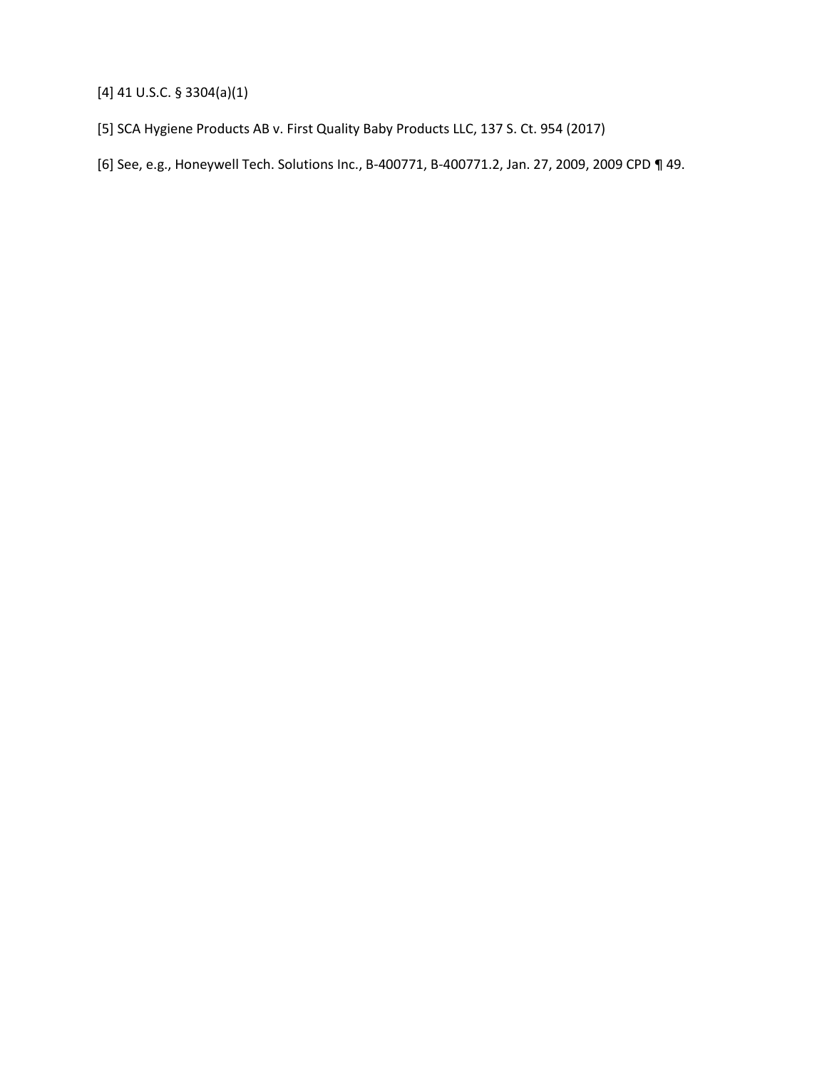[4] 41 U.S.C. § 3304(a)(1)

[5] SCA Hygiene Products AB v. First Quality Baby Products LLC, 137 S. Ct. 954 (2017)

[6] See, e.g., Honeywell Tech. Solutions Inc., B-400771, B-400771.2, Jan. 27, 2009, 2009 CPD ¶ 49.